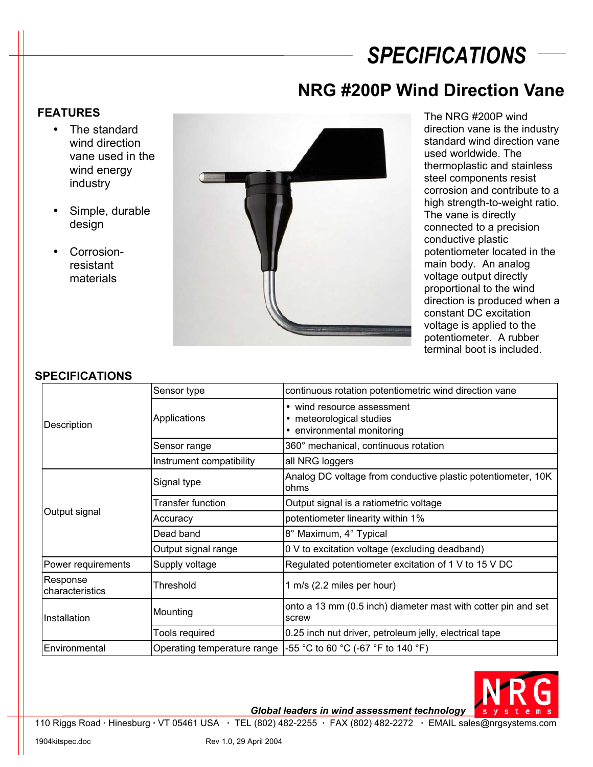# SPECIFICATIONS

## NRG #200P Wind Direction Vane

### FEATURES

- The standard wind direction vane used in the wind energy industry
- Simple, durable design
- Corrosion-resistant materials

The NRG #200P wind direction vane is the industry standard wind direction vane used worldwide. The thermoplastic and stainless steel components resist corrosion and contribute to a high strength-to-weight ratio. The vane is directly connected to a precision conductive plastic potentiometer located in the main body. An analog voltage output directly proportional to the wind direction is produced when a constant DC excitation voltage is applied to the potentiometer. A rubber terminal boot is included.

### SPECIFICATIONS

| | | |
|---|---|---|
| Description | Sensor type | continuous rotation potentiometric wind direction vane |
| | Applications | • wind resource assessment<br>• meteorological studies<br>• environmental monitoring |
| | Sensor range | 360° mechanical, continuous rotation |
| | Instrument compatibility | all NRG loggers |
| Output signal | Signal type | Analog DC voltage from conductive plastic potentiometer, 10K ohms |
| | Transfer function | Output signal is a ratiometric voltage |
| | Accuracy | potentiometer linearity within 1% |
| | Dead band | 8° Maximum, 4° Typical |
| | Output signal range | 0 V to excitation voltage (excluding deadband) |
| Power requirements | Supply voltage | Regulated potentiometer excitation of 1 V to 15 V DC |
| Response characteristics | Threshold | 1 m/s (2.2 miles per hour) |
| Installation | Mounting | onto a 13 mm (0.5 inch) diameter mast with cotter pin and set screw |
| | Tools required | 0.25 inch nut driver, petroleum jelly, electrical tape |
| Environmental | Operating temperature range | -55 °C to 60 °C (-67 °F to 140 °F) |

*Global leaders in wind assessment technology*

NRG systems

110 Riggs Road · Hinesburg · VT 05461 USA · TEL (802) 482-2255 · FAX (802) 482-2272 · EMAIL sales@nrgsystems.com

1904kitspec.doc Rev 1.0, 29 April 2004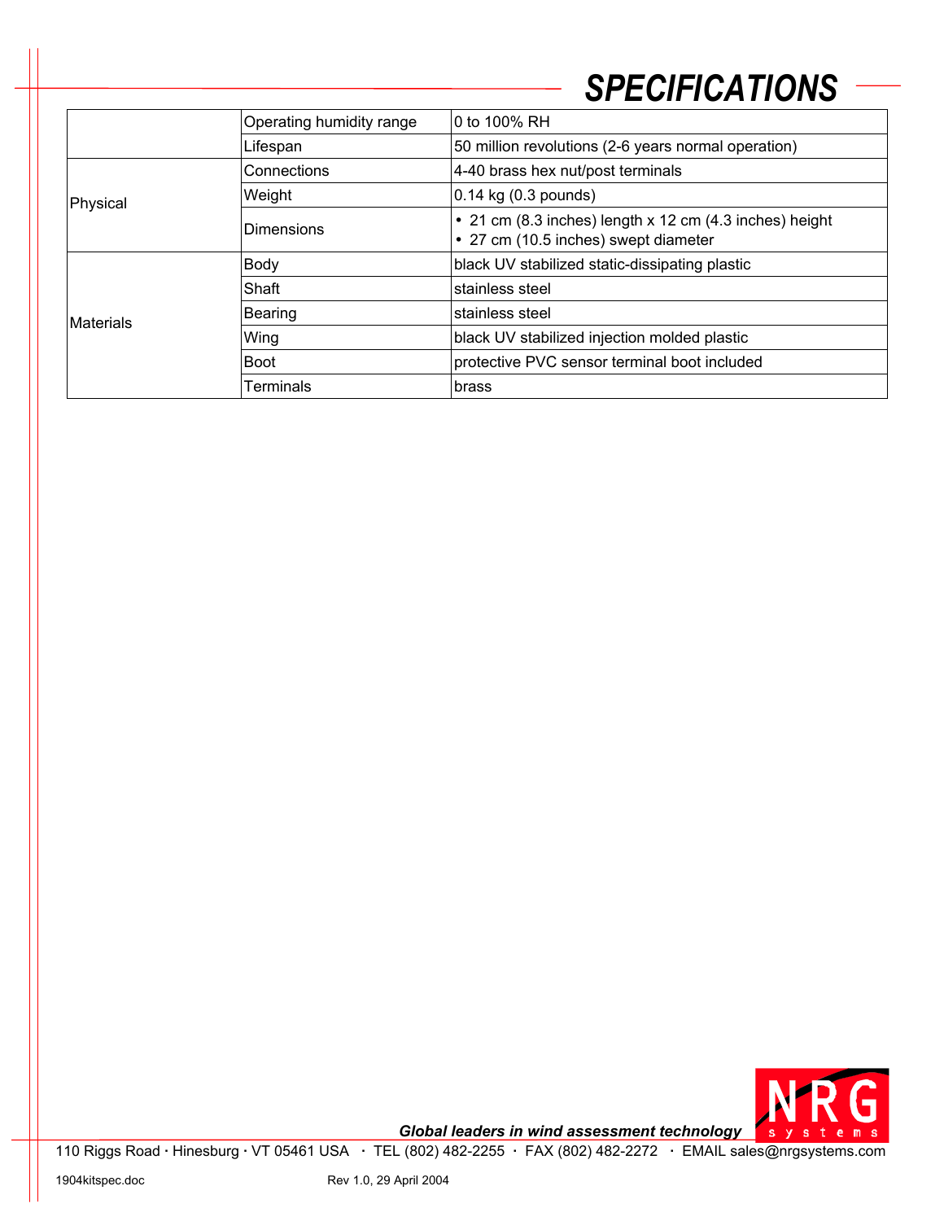## SPECIFICATIONS

| | | |
|---|---|---|
| | Operating humidity range | 0 to 100% RH |
| | Lifespan | 50 million revolutions (2-6 years normal operation) |
| Physical | Connections | 4-40 brass hex nut/post terminals |
| | Weight | 0.14 kg (0.3 pounds) |
| | Dimensions | • 21 cm (8.3 inches) length x 12 cm (4.3 inches) height<br>• 27 cm (10.5 inches) swept diameter |
| Materials | Body | black UV stabilized static-dissipating plastic |
| | Shaft | stainless steel |
| | Bearing | stainless steel |
| | Wing | black UV stabilized injection molded plastic |
| | Boot | protective PVC sensor terminal boot included |
| | Terminals | brass |

***Global leaders in wind assessment technology***

110 Riggs Road · Hinesburg · VT 05461 USA · TEL (802) 482-2255 · FAX (802) 482-2272 · EMAIL sales@nrgsystems.com

1904kitspec.doc Rev 1.0, 29 April 2004